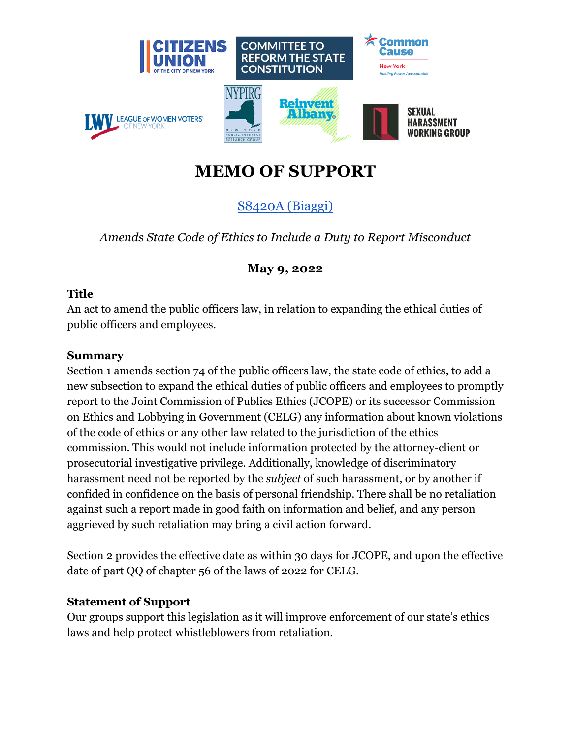# MEMO OF SUPPORT

[S8420A (Biaggi)](#)

*Amends State Code of Ethics to Include a Duty to Report Misconduct*

**May 9, 2022**

**Title**

An act to amend the public officers law, in relation to expanding the ethical duties of public officers and employees.

**Summary**

Section 1 amends section 74 of the public officers law, the state code of ethics, to add a new subsection to expand the ethical duties of public officers and employees to promptly report to the Joint Commission of Publics Ethics (JCOPE) or its successor Commission on Ethics and Lobbying in Government (CELG) any information about known violations of the code of ethics or any other law related to the jurisdiction of the ethics commission. This would not include information protected by the attorney-client or prosecutorial investigative privilege. Additionally, knowledge of discriminatory harassment need not be reported by the *subject* of such harassment, or by another if confided in confidence on the basis of personal friendship. There shall be no retaliation against such a report made in good faith on information and belief, and any person aggrieved by such retaliation may bring a civil action forward.

Section 2 provides the effective date as within 30 days for JCOPE, and upon the effective date of part QQ of chapter 56 of the laws of 2022 for CELG.

**Statement of Support**

Our groups support this legislation as it will improve enforcement of our state's ethics laws and help protect whistleblowers from retaliation.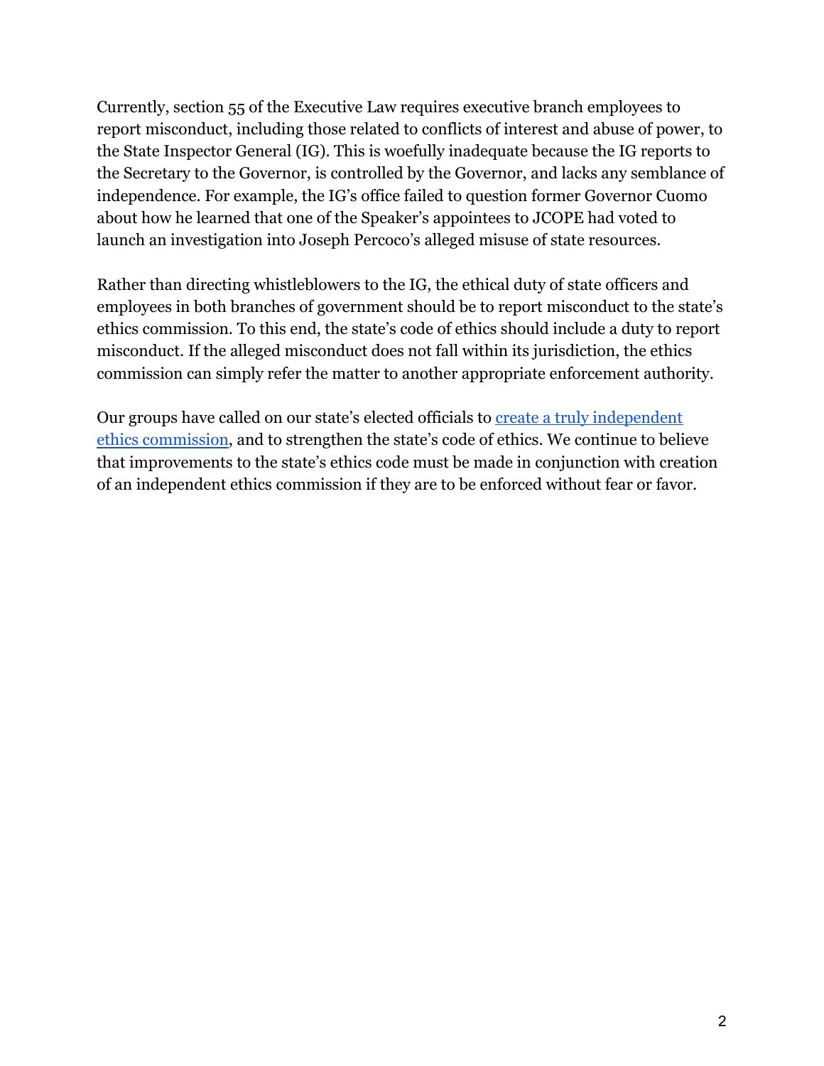Currently, section 55 of the Executive Law requires executive branch employees to report misconduct, including those related to conflicts of interest and abuse of power, to the State Inspector General (IG). This is woefully inadequate because the IG reports to the Secretary to the Governor, is controlled by the Governor, and lacks any semblance of independence. For example, the IG's office failed to question former Governor Cuomo about how he learned that one of the Speaker's appointees to JCOPE had voted to launch an investigation into Joseph Percoco's alleged misuse of state resources.

Rather than directing whistleblowers to the IG, the ethical duty of state officers and employees in both branches of government should be to report misconduct to the state's ethics commission. To this end, the state's code of ethics should include a duty to report misconduct. If the alleged misconduct does not fall within its jurisdiction, the ethics commission can simply refer the matter to another appropriate enforcement authority.

Our groups have called on our state's elected officials to create a truly independent ethics commission, and to strengthen the state's code of ethics. We continue to believe that improvements to the state's ethics code must be made in conjunction with creation of an independent ethics commission if they are to be enforced without fear or favor.